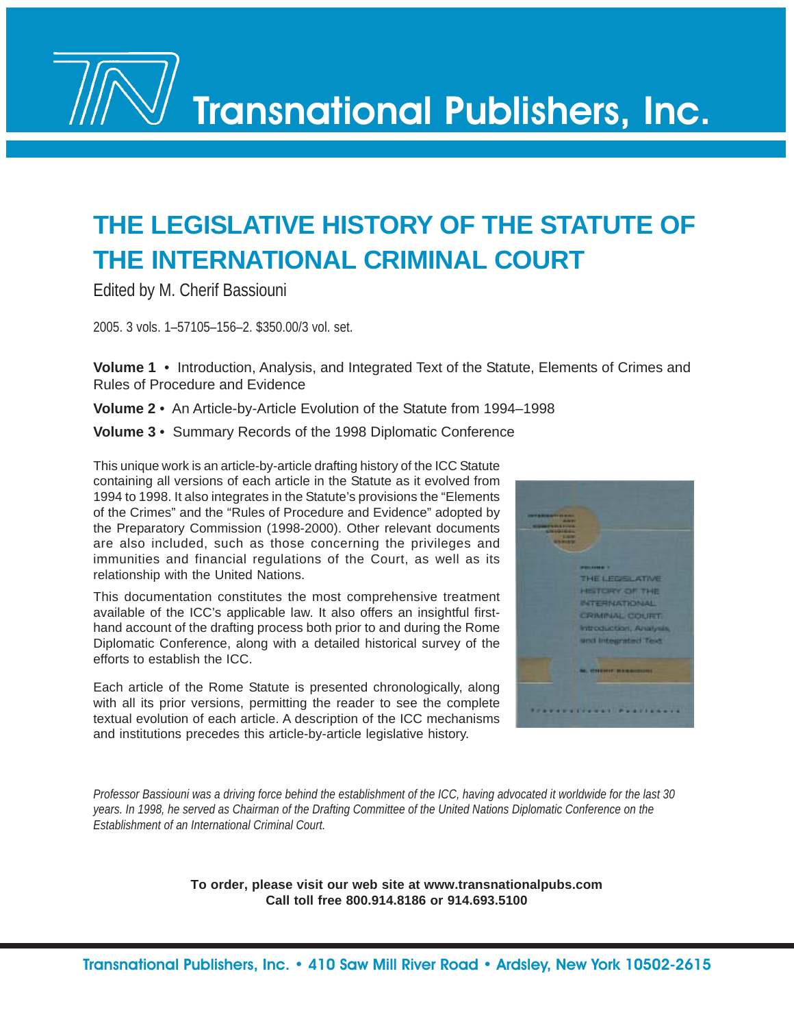# Transnational Publishers, Inc.

## THE LEGISLATIVE HISTORY OF THE STATUTE OF THE INTERNATIONAL CRIMINAL COURT

Edited by M. Cherif Bassiouni

2005. 3 vols. 1–57105–156–2. $350.00/3 vol. set.

**Volume 1** • Introduction, Analysis, and Integrated Text of the Statute, Elements of Crimes and Rules of Procedure and Evidence

**Volume 2** • An Article-by-Article Evolution of the Statute from 1994–1998

**Volume 3** • Summary Records of the 1998 Diplomatic Conference

This unique work is an article-by-article drafting history of the ICC Statute containing all versions of each article in the Statute as it evolved from 1994 to 1998. It also integrates in the Statute's provisions the "Elements of the Crimes" and the "Rules of Procedure and Evidence" adopted by the Preparatory Commission (1998-2000). Other relevant documents are also included, such as those concerning the privileges and immunities and financial regulations of the Court, as well as its relationship with the United Nations.

This documentation constitutes the most comprehensive treatment available of the ICC's applicable law. It also offers an insightful first-hand account of the drafting process both prior to and during the Rome Diplomatic Conference, along with a detailed historical survey of the efforts to establish the ICC.

Each article of the Rome Statute is presented chronologically, along with all its prior versions, permitting the reader to see the complete textual evolution of each article. A description of the ICC mechanisms and institutions precedes this article-by-article legislative history.

*Professor Bassiouni was a driving force behind the establishment of the ICC, having advocated it worldwide for the last 30 years. In 1998, he served as Chairman of the Drafting Committee of the United Nations Diplomatic Conference on the Establishment of an International Criminal Court.*

**To order, please visit our web site at www.transnationalpubs.com**
**Call toll free 800.914.8186 or 914.693.5100**

Transnational Publishers, Inc. • 410 Saw Mill River Road • Ardsley, New York 10502-2615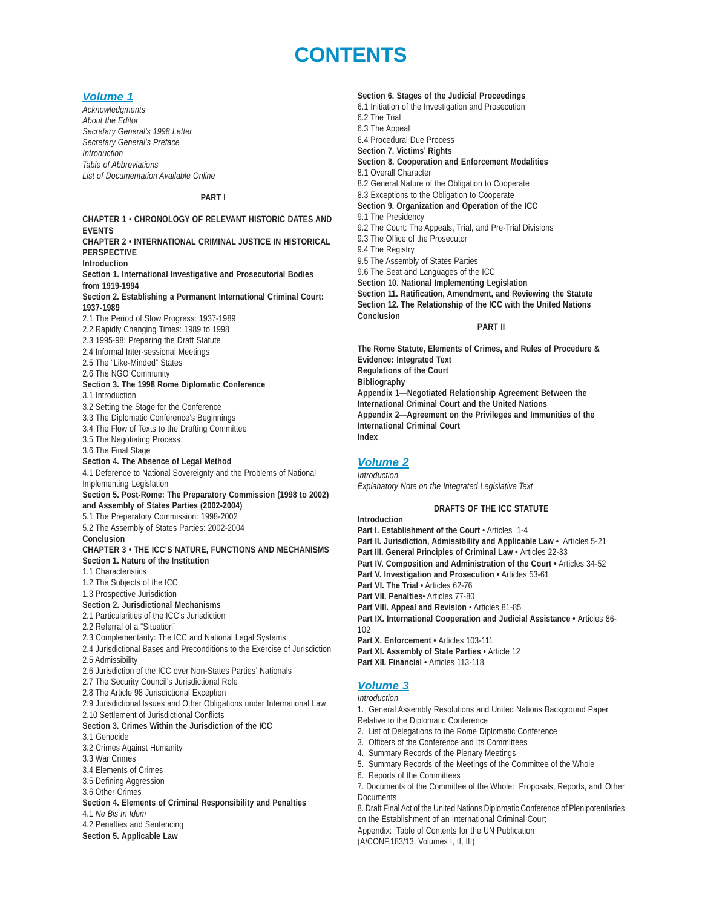# CONTENTS

## *Volume 1*

*Acknowledgments*
*About the Editor*
*Secretary General's 1998 Letter*
*Secretary General's Preface*
*Introduction*
*Table of Abbreviations*
*List of Documentation Available Online*

**PART I**

**CHAPTER 1 • CHRONOLOGY OF RELEVANT HISTORIC DATES AND EVENTS**

**CHAPTER 2 • INTERNATIONAL CRIMINAL JUSTICE IN HISTORICAL PERSPECTIVE**

**Introduction**

**Section 1. International Investigative and Prosecutorial Bodies from 1919-1994**

**Section 2. Establishing a Permanent International Criminal Court: 1937-1989**

2.1 The Period of Slow Progress: 1937-1989
2.2 Rapidly Changing Times: 1989 to 1998
2.3 1995-98: Preparing the Draft Statute
2.4 Informal Inter-sessional Meetings
2.5 The "Like-Minded" States
2.6 The NGO Community

**Section 3. The 1998 Rome Diplomatic Conference**

3.1 Introduction
3.2 Setting the Stage for the Conference
3.3 The Diplomatic Conference's Beginnings
3.4 The Flow of Texts to the Drafting Committee
3.5 The Negotiating Process
3.6 The Final Stage

**Section 4. The Absence of Legal Method**

4.1 Deference to National Sovereignty and the Problems of National Implementing Legislation

**Section 5. Post-Rome: The Preparatory Commission (1998 to 2002) and Assembly of States Parties (2002-2004)**

5.1 The Preparatory Commission: 1998-2002
5.2 The Assembly of States Parties: 2002-2004

**Conclusion**

**CHAPTER 3 • THE ICC'S NATURE, FUNCTIONS AND MECHANISMS**

**Section 1. Nature of the Institution**

1.1 Characteristics
1.2 The Subjects of the ICC
1.3 Prospective Jurisdiction

**Section 2. Jurisdictional Mechanisms**

2.1 Particularities of the ICC's Jurisdiction
2.2 Referral of a "Situation"
2.3 Complementarity: The ICC and National Legal Systems
2.4 Jurisdictional Bases and Preconditions to the Exercise of Jurisdiction
2.5 Admissibility
2.6 Jurisdiction of the ICC over Non-States Parties' Nationals
2.7 The Security Council's Jurisdictional Role
2.8 The Article 98 Jurisdictional Exception
2.9 Jurisdictional Issues and Other Obligations under International Law
2.10 Settlement of Jurisdictional Conflicts

**Section 3. Crimes Within the Jurisdiction of the ICC**

3.1 Genocide
3.2 Crimes Against Humanity
3.3 War Crimes
3.4 Elements of Crimes
3.5 Defining Aggression
3.6 Other Crimes

**Section 4. Elements of Criminal Responsibility and Penalties**

4.1 *Ne Bis In Idem*
4.2 Penalties and Sentencing

**Section 5. Applicable Law**

**Section 6. Stages of the Judicial Proceedings**

6.1 Initiation of the Investigation and Prosecution
6.2 The Trial
6.3 The Appeal
6.4 Procedural Due Process

**Section 7. Victims' Rights**

**Section 8. Cooperation and Enforcement Modalities**

8.1 Overall Character
8.2 General Nature of the Obligation to Cooperate
8.3 Exceptions to the Obligation to Cooperate

**Section 9. Organization and Operation of the ICC**

9.1 The Presidency
9.2 The Court: The Appeals, Trial, and Pre-Trial Divisions
9.3 The Office of the Prosecutor
9.4 The Registry
9.5 The Assembly of States Parties
9.6 The Seat and Languages of the ICC

**Section 10. National Implementing Legislation**

**Section 11. Ratification, Amendment, and Reviewing the Statute**

**Section 12. The Relationship of the ICC with the United Nations**

**Conclusion**

**PART II**

**The Rome Statute, Elements of Crimes, and Rules of Procedure & Evidence: Integrated Text**

**Regulations of the Court**

**Bibliography**

**Appendix 1—Negotiated Relationship Agreement Between the International Criminal Court and the United Nations**

**Appendix 2—Agreement on the Privileges and Immunities of the International Criminal Court**

**Index**

## *Volume 2*

*Introduction*
*Explanatory Note on the Integrated Legislative Text*

**DRAFTS OF THE ICC STATUTE**

**Introduction**

**Part I. Establishment of the Court** • Articles 1-4
**Part II. Jurisdiction, Admissibility and Applicable Law** • Articles 5-21
**Part III. General Principles of Criminal Law** • Articles 22-33
**Part IV. Composition and Administration of the Court** • Articles 34-52
**Part V. Investigation and Prosecution** • Articles 53-61
**Part VI. The Trial** • Articles 62-76
**Part VII. Penalties**• Articles 77-80
**Part VIII. Appeal and Revision** • Articles 81-85
**Part IX. International Cooperation and Judicial Assistance** • Articles 86-102
**Part X. Enforcement** • Articles 103-111
**Part XI. Assembly of State Parties** • Article 12
**Part XII. Financial** • Articles 113-118

## *Volume 3*

*Introduction*

1. General Assembly Resolutions and United Nations Background Paper Relative to the Diplomatic Conference
2. List of Delegations to the Rome Diplomatic Conference
3. Officers of the Conference and Its Committees
4. Summary Records of the Plenary Meetings
5. Summary Records of the Meetings of the Committee of the Whole
6. Reports of the Committees
7. Documents of the Committee of the Whole: Proposals, Reports, and Other Documents
8. Draft Final Act of the United Nations Diplomatic Conference of Plenipotentiaries on the Establishment of an International Criminal Court

Appendix: Table of Contents for the UN Publication (A/CONF.183/13, Volumes I, II, III)